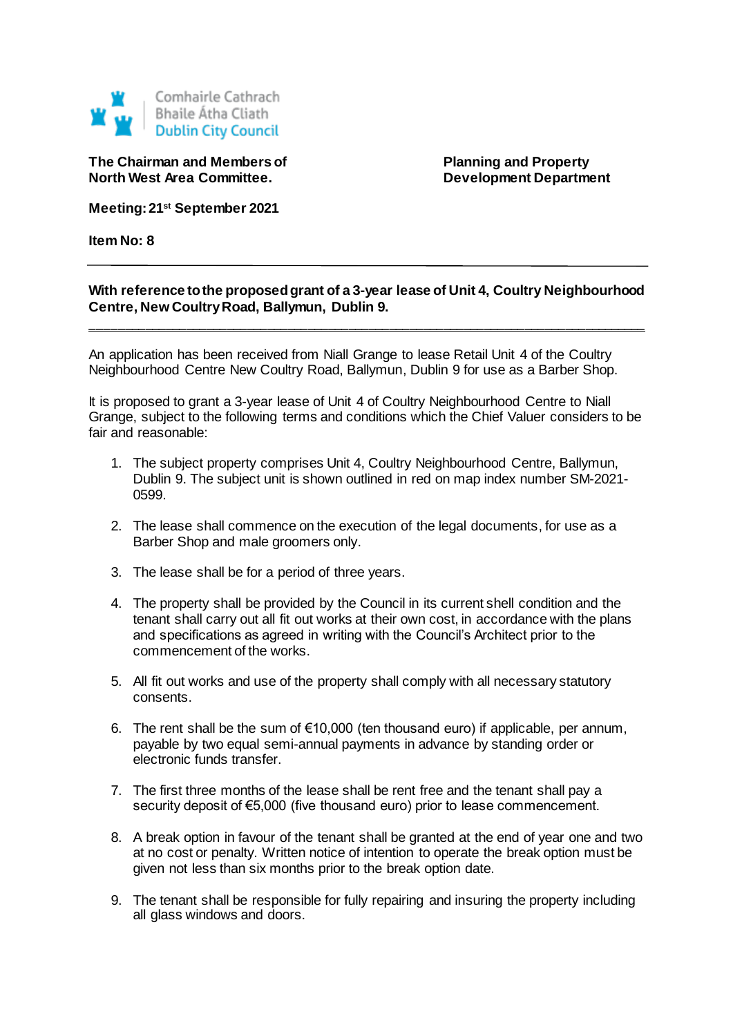Comhairle Cathrach
Bhaile Átha Cliath
Dublin City Council

**The Chairman and Members of North West Area Committee.**

**Planning and Property Development Department**

**Meeting: 21st September 2021**

**Item No: 8**

---

**With reference to the proposed grant of a 3-year lease of Unit 4, Coultry Neighbourhood Centre, New Coultry Road, Ballymun, Dublin 9.**

---

An application has been received from Niall Grange to lease Retail Unit 4 of the Coultry Neighbourhood Centre New Coultry Road, Ballymun, Dublin 9 for use as a Barber Shop.

It is proposed to grant a 3-year lease of Unit 4 of Coultry Neighbourhood Centre to Niall Grange, subject to the following terms and conditions which the Chief Valuer considers to be fair and reasonable:

1. The subject property comprises Unit 4, Coultry Neighbourhood Centre, Ballymun, Dublin 9. The subject unit is shown outlined in red on map index number SM-2021-0599.
2. The lease shall commence on the execution of the legal documents, for use as a Barber Shop and male groomers only.
3. The lease shall be for a period of three years.
4. The property shall be provided by the Council in its current shell condition and the tenant shall carry out all fit out works at their own cost, in accordance with the plans and specifications as agreed in writing with the Council's Architect prior to the commencement of the works.
5. All fit out works and use of the property shall comply with all necessary statutory consents.
6. The rent shall be the sum of €10,000 (ten thousand euro) if applicable, per annum, payable by two equal semi-annual payments in advance by standing order or electronic funds transfer.
7. The first three months of the lease shall be rent free and the tenant shall pay a security deposit of €5,000 (five thousand euro) prior to lease commencement.
8. A break option in favour of the tenant shall be granted at the end of year one and two at no cost or penalty. Written notice of intention to operate the break option must be given not less than six months prior to the break option date.
9. The tenant shall be responsible for fully repairing and insuring the property including all glass windows and doors.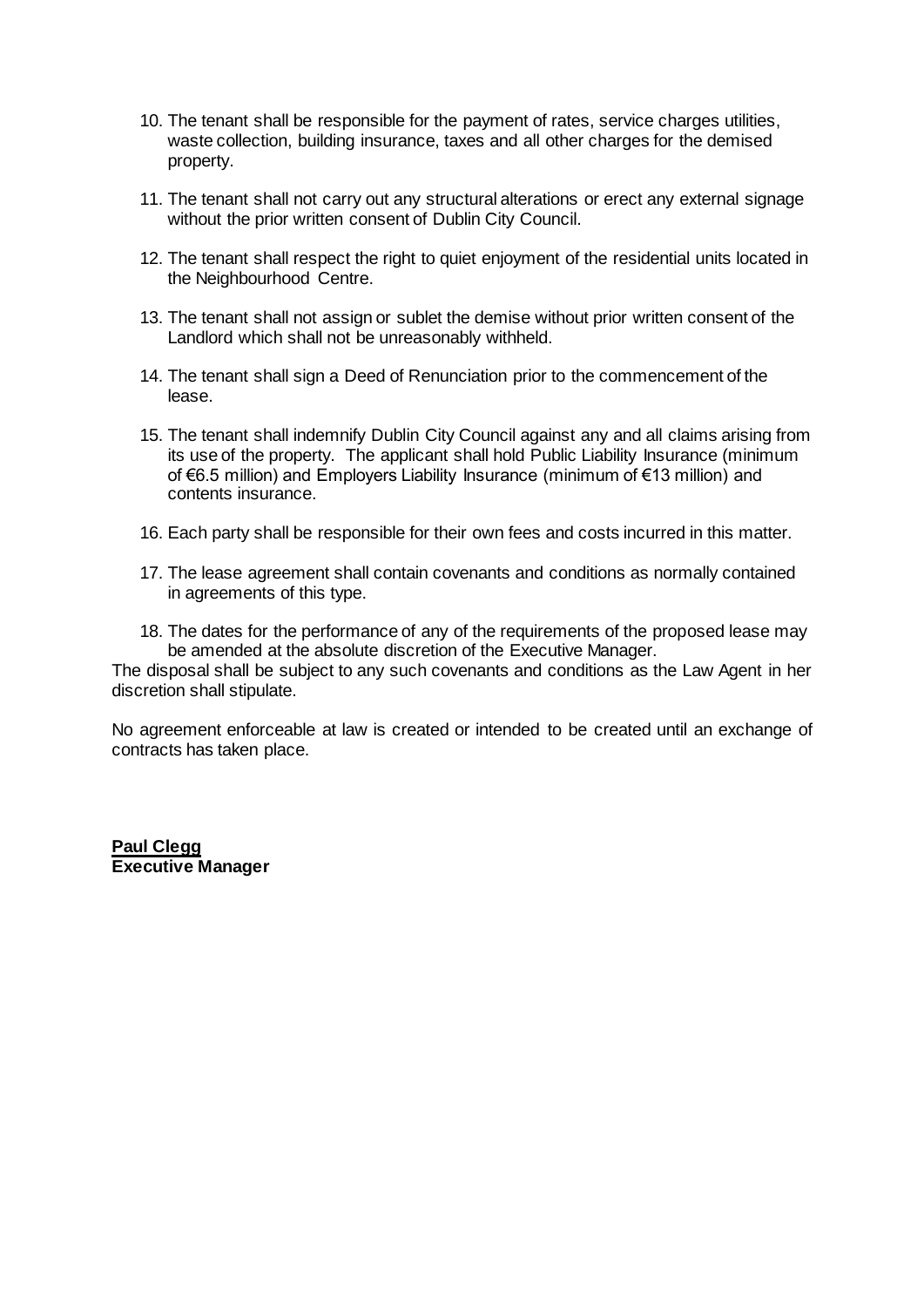10. The tenant shall be responsible for the payment of rates, service charges utilities, waste collection, building insurance, taxes and all other charges for the demised property.

11. The tenant shall not carry out any structural alterations or erect any external signage without the prior written consent of Dublin City Council.

12. The tenant shall respect the right to quiet enjoyment of the residential units located in the Neighbourhood Centre.

13. The tenant shall not assign or sublet the demise without prior written consent of the Landlord which shall not be unreasonably withheld.

14. The tenant shall sign a Deed of Renunciation prior to the commencement of the lease.

15. The tenant shall indemnify Dublin City Council against any and all claims arising from its use of the property. The applicant shall hold Public Liability Insurance (minimum of €6.5 million) and Employers Liability Insurance (minimum of €13 million) and contents insurance.

16. Each party shall be responsible for their own fees and costs incurred in this matter.

17. The lease agreement shall contain covenants and conditions as normally contained in agreements of this type.

18. The dates for the performance of any of the requirements of the proposed lease may be amended at the absolute discretion of the Executive Manager.

The disposal shall be subject to any such covenants and conditions as the Law Agent in her discretion shall stipulate.

No agreement enforceable at law is created or intended to be created until an exchange of contracts has taken place.

**Paul Clegg**
**Executive Manager**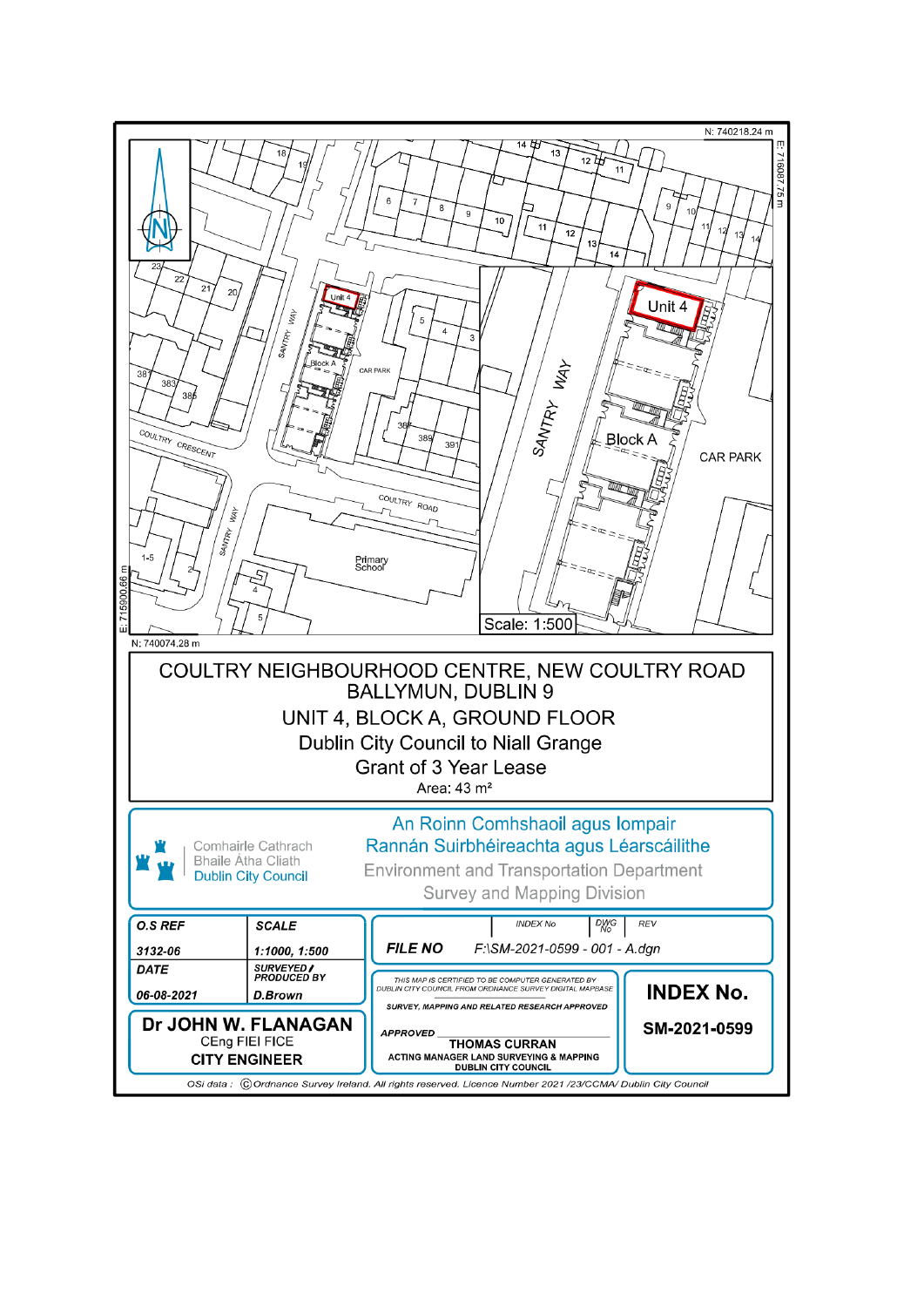N: 740218.24 m

E: 716087.75 m

E: 715900.86 m

N: 740074.28 m

SANTRY WAY

Unit 4

Block A

CAR PARK

COULTRY CRESCENT

COULTRY ROAD

Primary School

Scale: 1:500

COULTRY NEIGHBOURHOOD CENTRE, NEW COULTRY ROAD
BALLYMUN, DUBLIN 9

UNIT 4, BLOCK A, GROUND FLOOR

Dublin City Council to Niall Grange

Grant of 3 Year Lease

Area: 43 m²

Comhairle Cathrach Bhaile Átha Cliath
Dublin City Council

An Roinn Comhshaoil agus Iompair
Rannán Suirbhéireachta agus Léarscáilithe
Environment and Transportation Department
Survey and Mapping Division

| O.S REF | SCALE |
| --- | --- |
| 3132-06 | 1:1000, 1:500 |
| DATE | SURVEYED / PRODUCED BY |
| 06-08-2021 | D.Brown |

**Dr JOHN W. FLANAGAN**
CEng FIEI FICE
**CITY ENGINEER**

| | INDEX No | DWG No | REV |
| --- | --- | --- | --- |
| FILE NO | F:\SM-2021-0599 - 001 - A.dgn | | |

THIS MAP IS CERTIFIED TO BE COMPUTER GENERATED BY DUBLIN CITY COUNCIL FROM ORDNANCE SURVEY DIGITAL MAPBASE

SURVEY, MAPPING AND RELATED RESEARCH APPROVED

APPROVED
THOMAS CURRAN
ACTING MANAGER LAND SURVEYING & MAPPING
DUBLIN CITY COUNCIL

**INDEX No.**
**SM-2021-0599**

OSi data : © Ordnance Survey Ireland. All rights reserved. Licence Number 2021 /23/CCMA/ Dublin City Council